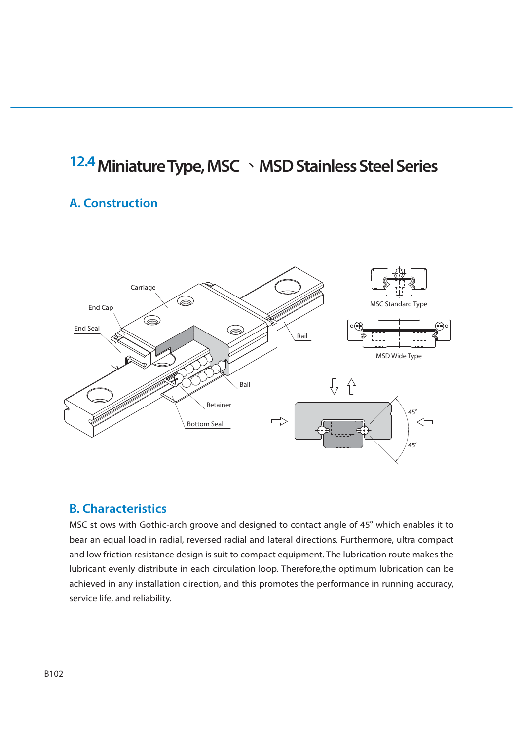# 12.4 Miniature Type, MSC 、MSD Stainless Steel Series

## A. Construction

Carriage

End Cap

End Seal

Rail

Ball

Retainer

Bottom Seal

MSC Standard Type

MSD Wide Type

45°

45°

## B. Characteristics

MSC st ows with Gothic-arch groove and designed to contact angle of 45° which enables it to bear an equal load in radial, reversed radial and lateral directions. Furthermore, ultra compact and low friction resistance design is suit to compact equipment. The lubrication route makes the lubricant evenly distribute in each circulation loop. Therefore,the optimum lubrication can be achieved in any installation direction, and this promotes the performance in running accuracy, service life, and reliability.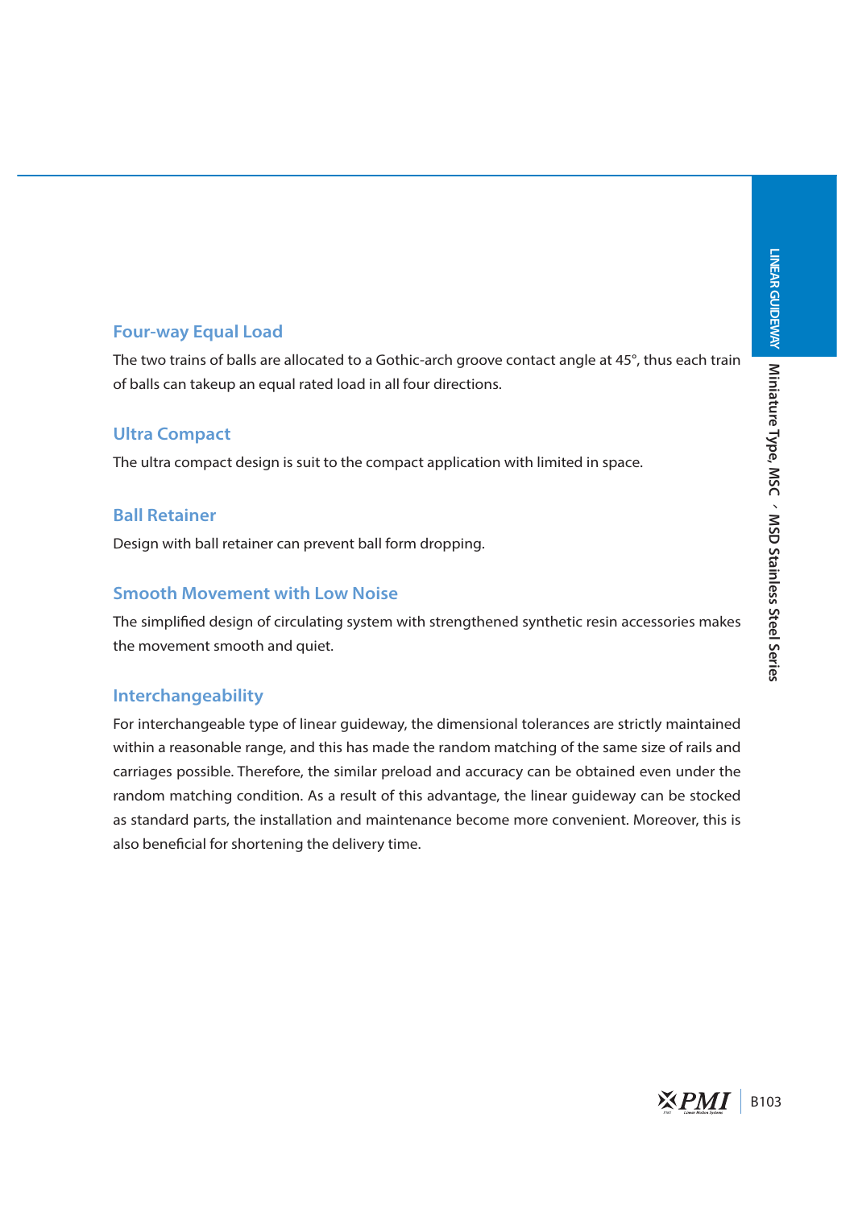## Four-way Equal Load

The two trains of balls are allocated to a Gothic-arch groove contact angle at 45°, thus each train of balls can takeup an equal rated load in all four directions.

## Ultra Compact

The ultra compact design is suit to the compact application with limited in space.

## Ball Retainer

Design with ball retainer can prevent ball form dropping.

## Smooth Movement with Low Noise

The simplified design of circulating system with strengthened synthetic resin accessories makes the movement smooth and quiet.

## Interchangeability

For interchangeable type of linear guideway, the dimensional tolerances are strictly maintained within a reasonable range, and this has made the random matching of the same size of rails and carriages possible. Therefore, the similar preload and accuracy can be obtained even under the random matching condition. As a result of this advantage, the linear guideway can be stocked as standard parts, the installation and maintenance become more convenient. Moreover, this is also beneficial for shortening the delivery time.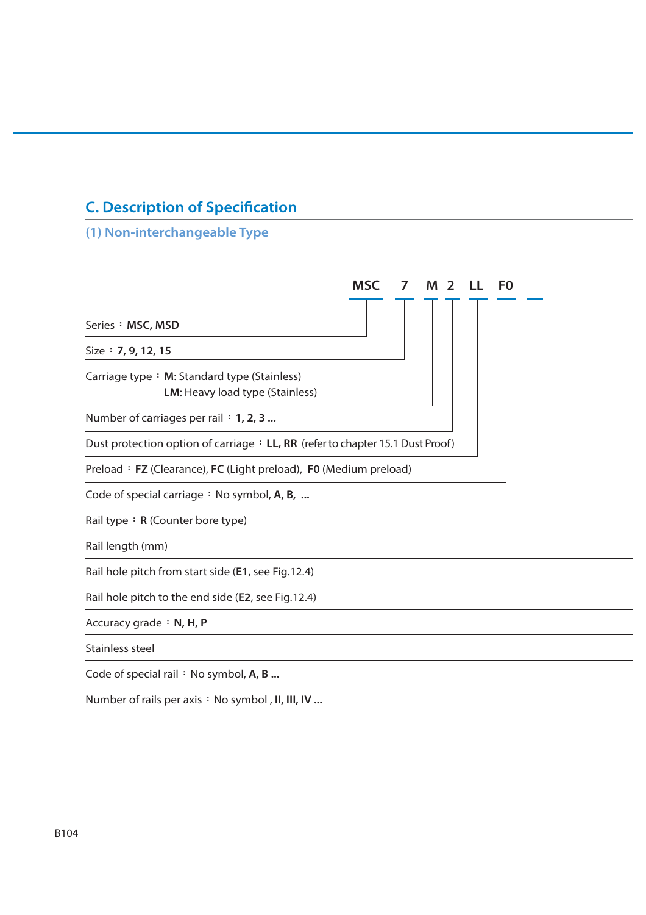## C. Description of Specification

### (1) Non-interchangeable Type

**MSC 7 M 2 LL F0 _**

- Series：**MSC, MSD**
- Size：**7, 9, 12, 15**
- Carriage type：**M**: Standard type (Stainless)
  **LM**: Heavy load type (Stainless)
- Number of carriages per rail：**1, 2, 3 ...**
- Dust protection option of carriage：**LL, RR** (refer to chapter 15.1 Dust Proof)
- Preload：**FZ** (Clearance), **FC** (Light preload), **F0** (Medium preload)
- Code of special carriage：No symbol, **A, B, ...**
- Rail type：**R** (Counter bore type)
- Rail length (mm)
- Rail hole pitch from start side (**E1**, see Fig.12.4)
- Rail hole pitch to the end side (**E2**, see Fig.12.4)
- Accuracy grade：**N, H, P**
- Stainless steel
- Code of special rail：No symbol, **A, B ...**
- Number of rails per axis：No symbol , **II, III, IV ...**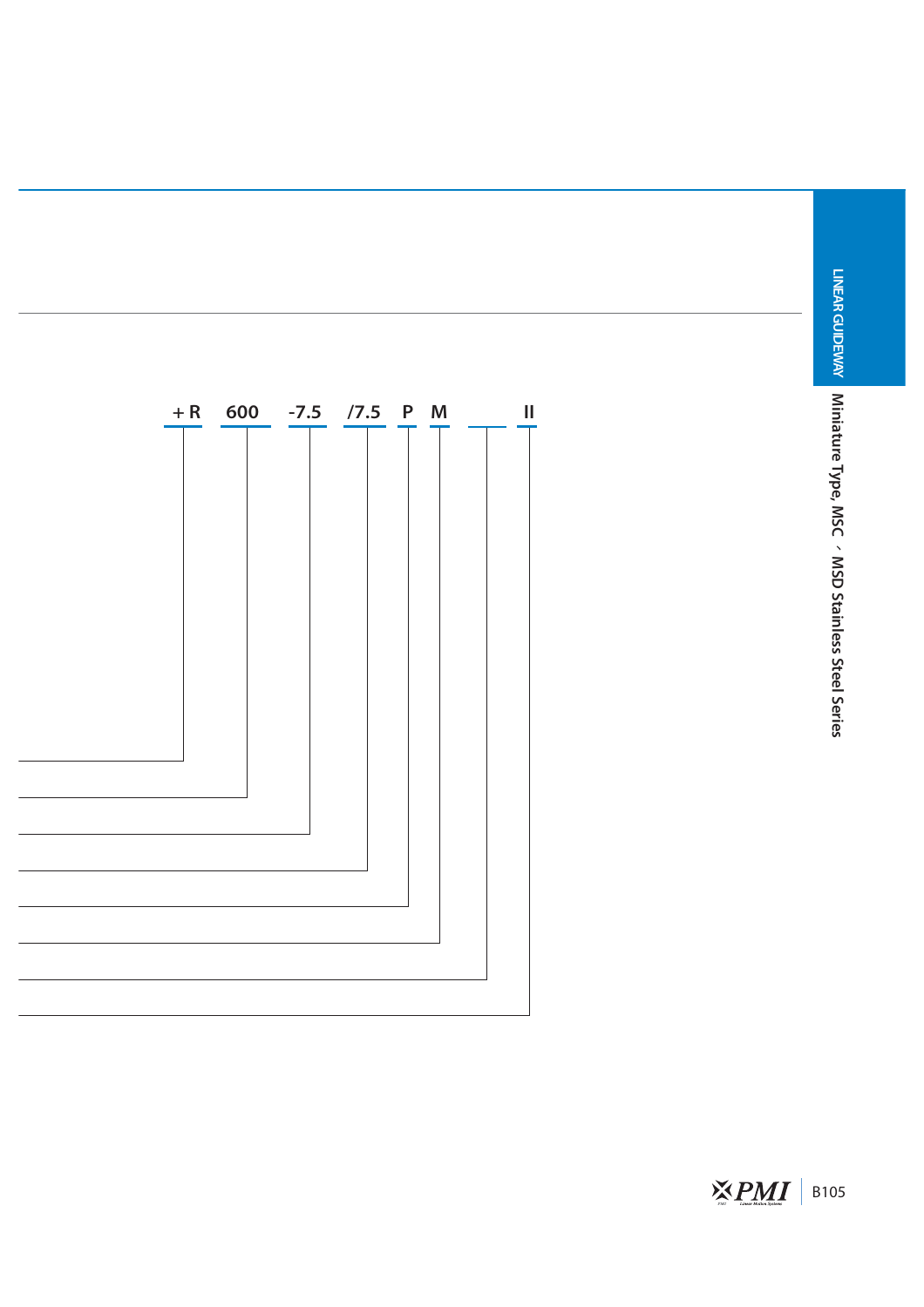+ R 600 -7.5 /7.5 P M II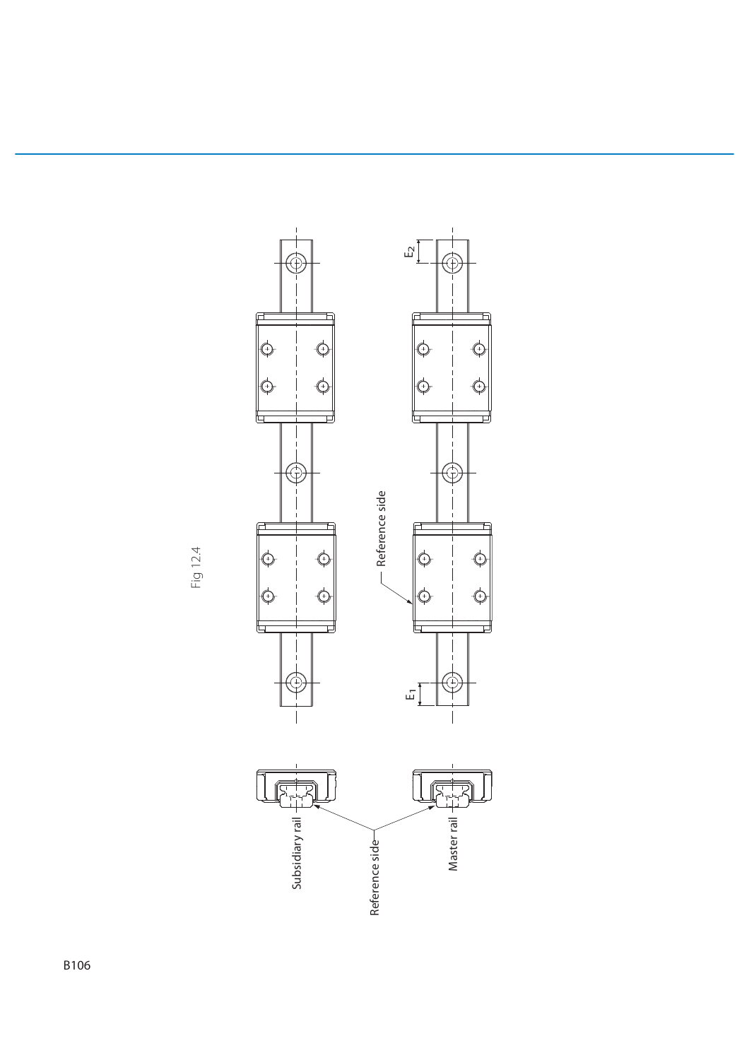Fig 12.4

Reference side

$E_2$

$E_1$

Subsidiary rail

Reference side

Master rail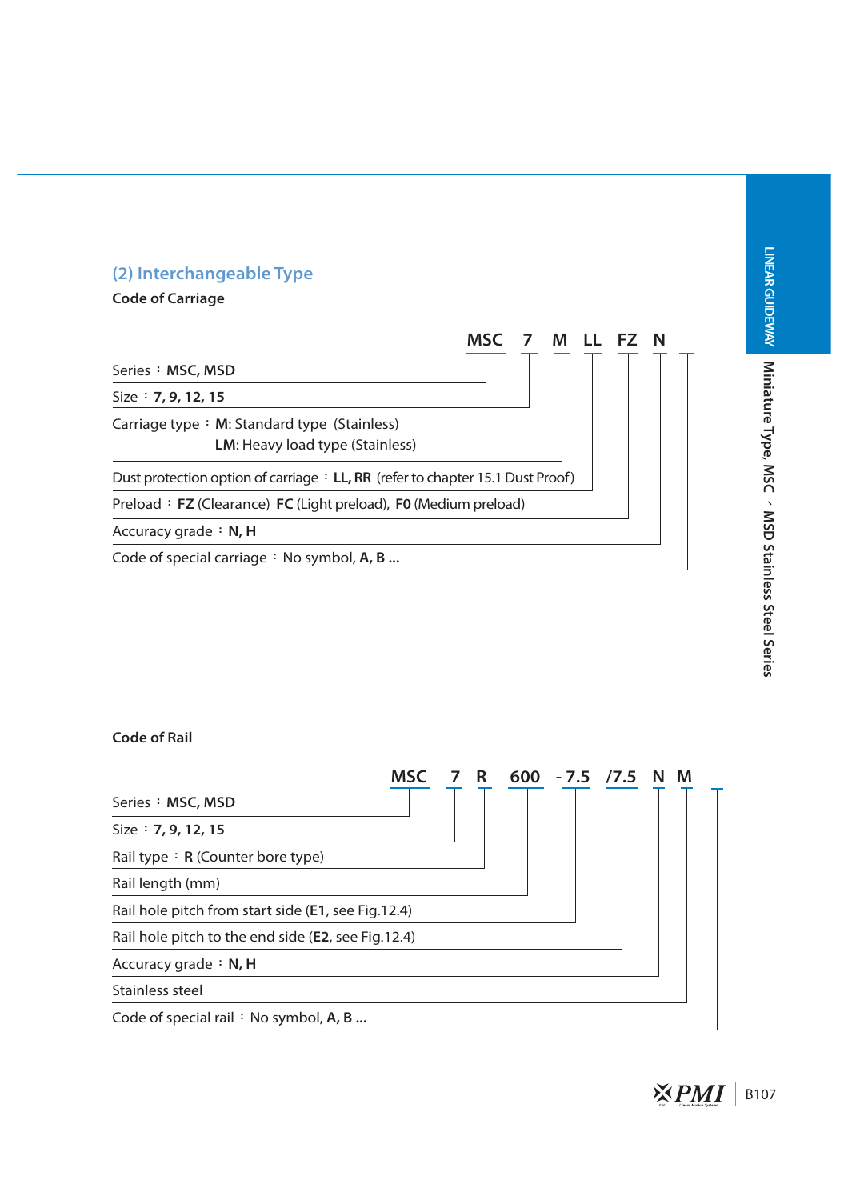### (2) Interchangeable Type

**Code of Carriage**

**MSC 7 M LL FZ N**

- Series：**MSC, MSD**
- Size：**7, 9, 12, 15**
- Carriage type：**M**: Standard type (Stainless)
  **LM**: Heavy load type (Stainless)
- Dust protection option of carriage：**LL, RR** (refer to chapter 15.1 Dust Proof)
- Preload：**FZ** (Clearance) **FC** (Light preload), **F0** (Medium preload)
- Accuracy grade：**N, H**
- Code of special carriage：No symbol, **A, B ...**

**Code of Rail**

**MSC 7 R 600 - 7.5 /7.5 N M**

- Series：**MSC, MSD**
- Size：**7, 9, 12, 15**
- Rail type：**R** (Counter bore type)
- Rail length (mm)
- Rail hole pitch from start side (**E1**, see Fig.12.4)
- Rail hole pitch to the end side (**E2**, see Fig.12.4)
- Accuracy grade：**N, H**
- Stainless steel
- Code of special rail：No symbol, **A, B ...**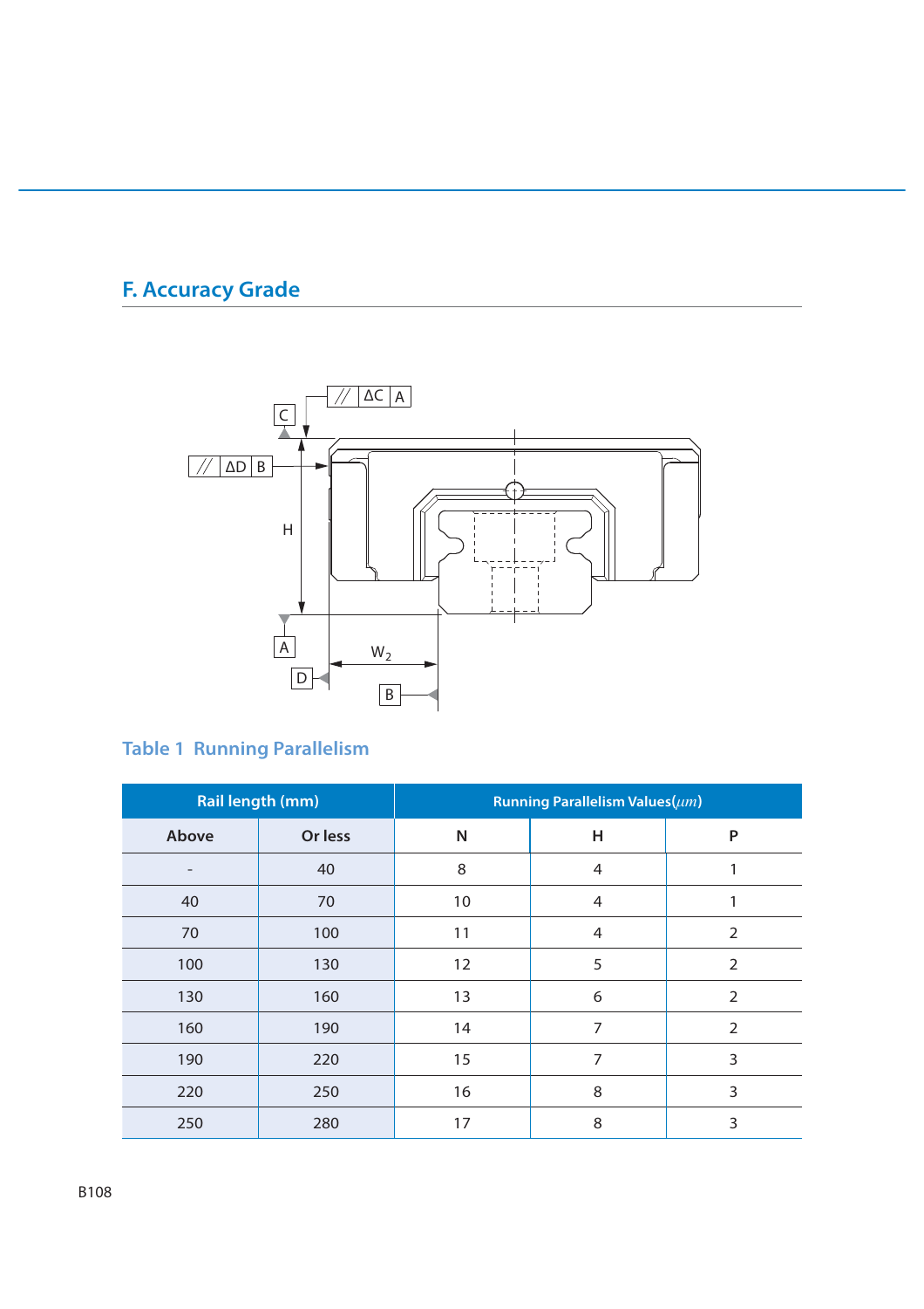## F. Accuracy Grade

Table 1  Running Parallelism

| Rail length (mm) | | Running Parallelism Values($\mu m$) | | |
|---|---|---|---|---|
| Above | Or less | N | H | P |
| - | 40 | 8 | 4 | 1 |
| 40 | 70 | 10 | 4 | 1 |
| 70 | 100 | 11 | 4 | 2 |
| 100 | 130 | 12 | 5 | 2 |
| 130 | 160 | 13 | 6 | 2 |
| 160 | 190 | 14 | 7 | 2 |
| 190 | 220 | 15 | 7 | 3 |
| 220 | 250 | 16 | 8 | 3 |
| 250 | 280 | 17 | 8 | 3 |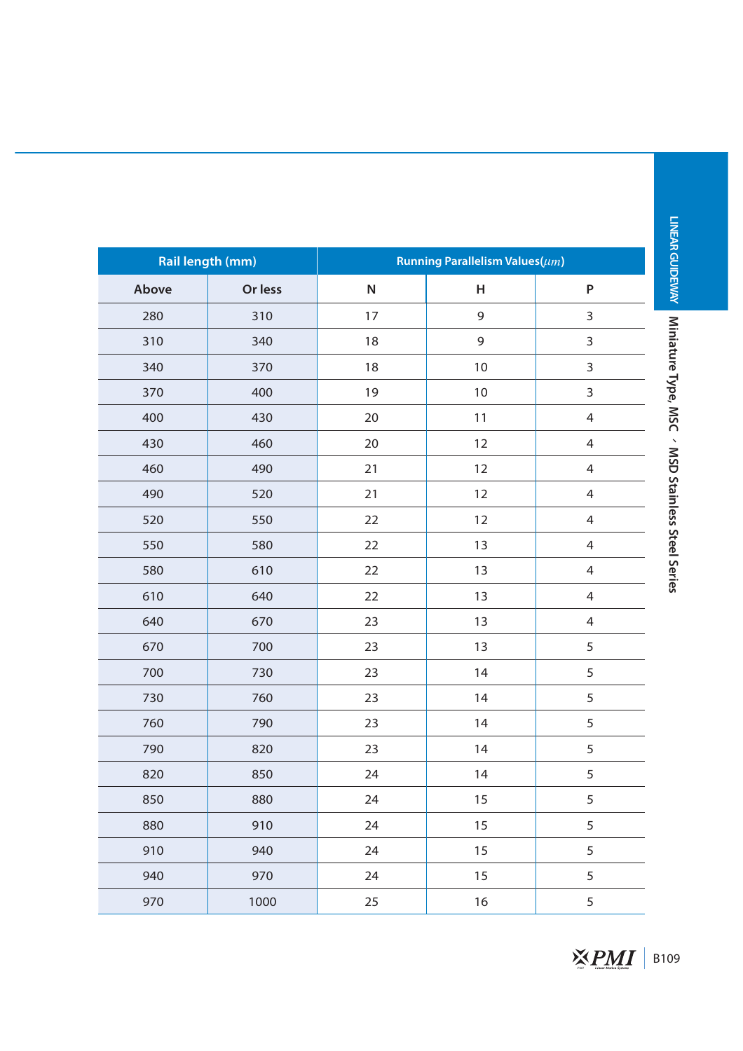| Rail length (mm) | | Running Parallelism Values($\mu m$) | | |
|---|---|---|---|---|
| Above | Or less | N | H | P |
| 280 | 310 | 17 | 9 | 3 |
| 310 | 340 | 18 | 9 | 3 |
| 340 | 370 | 18 | 10 | 3 |
| 370 | 400 | 19 | 10 | 3 |
| 400 | 430 | 20 | 11 | 4 |
| 430 | 460 | 20 | 12 | 4 |
| 460 | 490 | 21 | 12 | 4 |
| 490 | 520 | 21 | 12 | 4 |
| 520 | 550 | 22 | 12 | 4 |
| 550 | 580 | 22 | 13 | 4 |
| 580 | 610 | 22 | 13 | 4 |
| 610 | 640 | 22 | 13 | 4 |
| 640 | 670 | 23 | 13 | 4 |
| 670 | 700 | 23 | 13 | 5 |
| 700 | 730 | 23 | 14 | 5 |
| 730 | 760 | 23 | 14 | 5 |
| 760 | 790 | 23 | 14 | 5 |
| 790 | 820 | 23 | 14 | 5 |
| 820 | 850 | 24 | 14 | 5 |
| 850 | 880 | 24 | 15 | 5 |
| 880 | 910 | 24 | 15 | 5 |
| 910 | 940 | 24 | 15 | 5 |
| 940 | 970 | 24 | 15 | 5 |
| 970 | 1000 | 25 | 16 | 5 |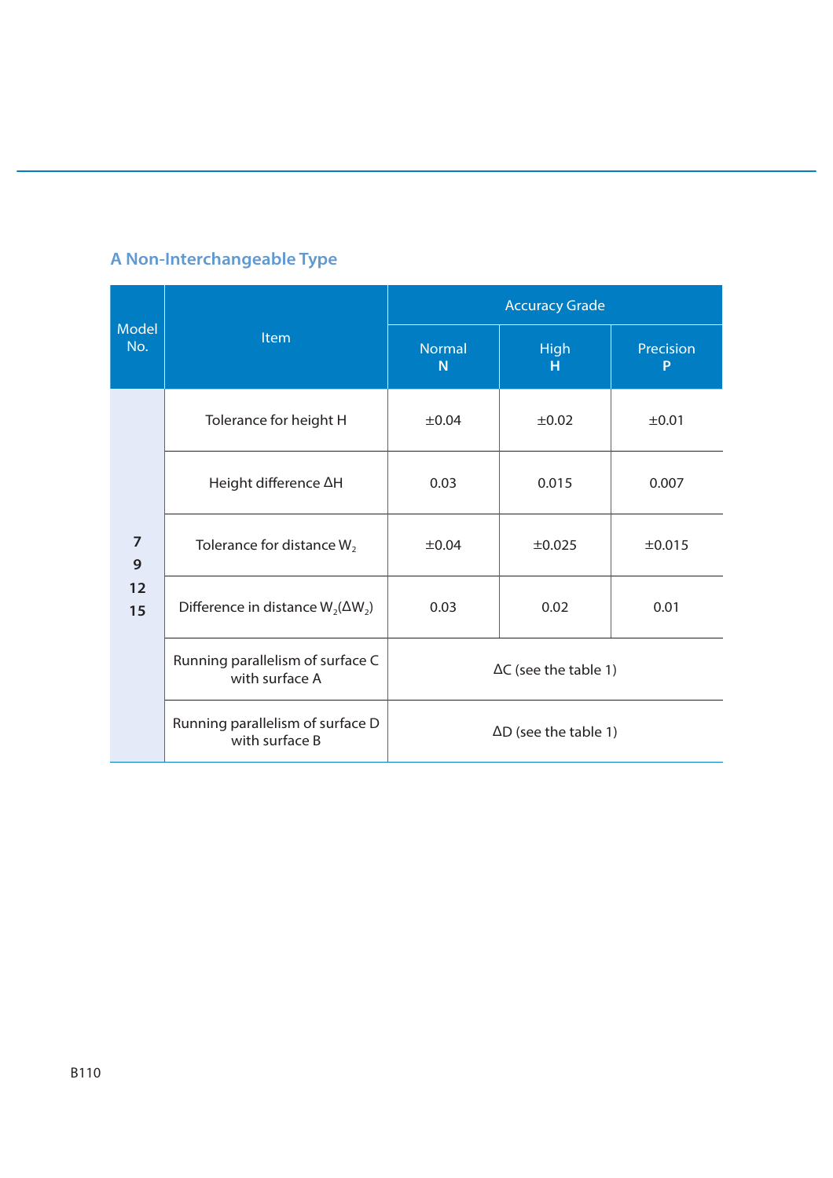## A Non-Interchangeable Type

| Model No. | Item | Accuracy Grade | | |
|---|---|---|---|---|
| | | Normal N | High H | Precision P |
| 7 9 12 15 | Tolerance for height H | ±0.04 | ±0.02 | ±0.01 |
| | Height difference ΔH | 0.03 | 0.015 | 0.007 |
| | Tolerance for distance $W_2$ | ±0.04 | ±0.025 | ±0.015 |
| | Difference in distance $W_2$($\Delta W_2$) | 0.03 | 0.02 | 0.01 |
| | Running parallelism of surface C with surface A | ΔC (see the table 1) | | |
| | Running parallelism of surface D with surface B | ΔD (see the table 1) | | |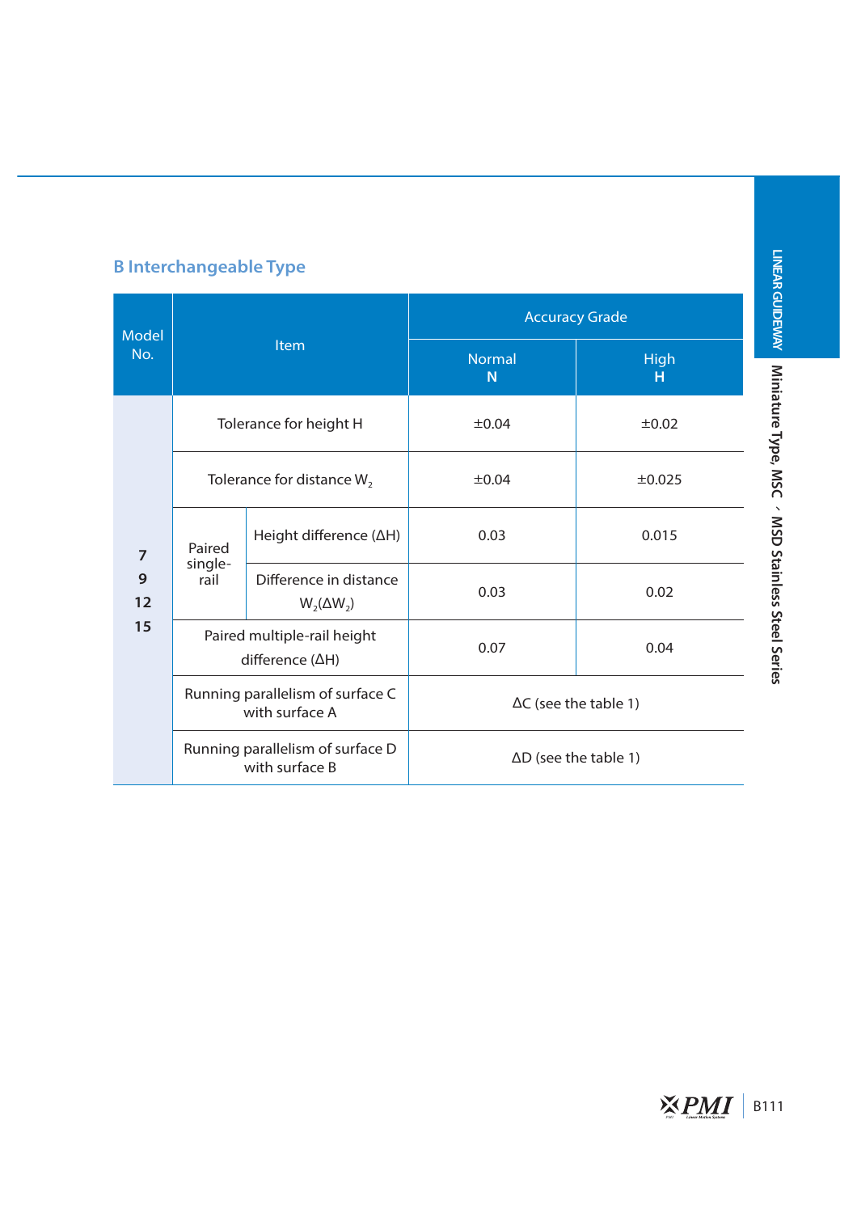### B Interchangeable Type

| Model No. | Item | | Accuracy Grade | |
|---|---|---|---|---|
| | | | Normal N | High H |
| 7<br>9<br>12<br>15 | Tolerance for height H | | ±0.04 | ±0.02 |
| | Tolerance for distance $W_2$ | | ±0.04 | ±0.025 |
| | Paired single-rail | Height difference (ΔH) | 0.03 | 0.015 |
| | | Difference in distance $W_2(\Delta W_2)$ | 0.03 | 0.02 |
| | Paired multiple-rail height difference (ΔH) | | 0.07 | 0.04 |
| | Running parallelism of surface C with surface A | | ΔC (see the table 1) | |
| | Running parallelism of surface D with surface B | | ΔD (see the table 1) | |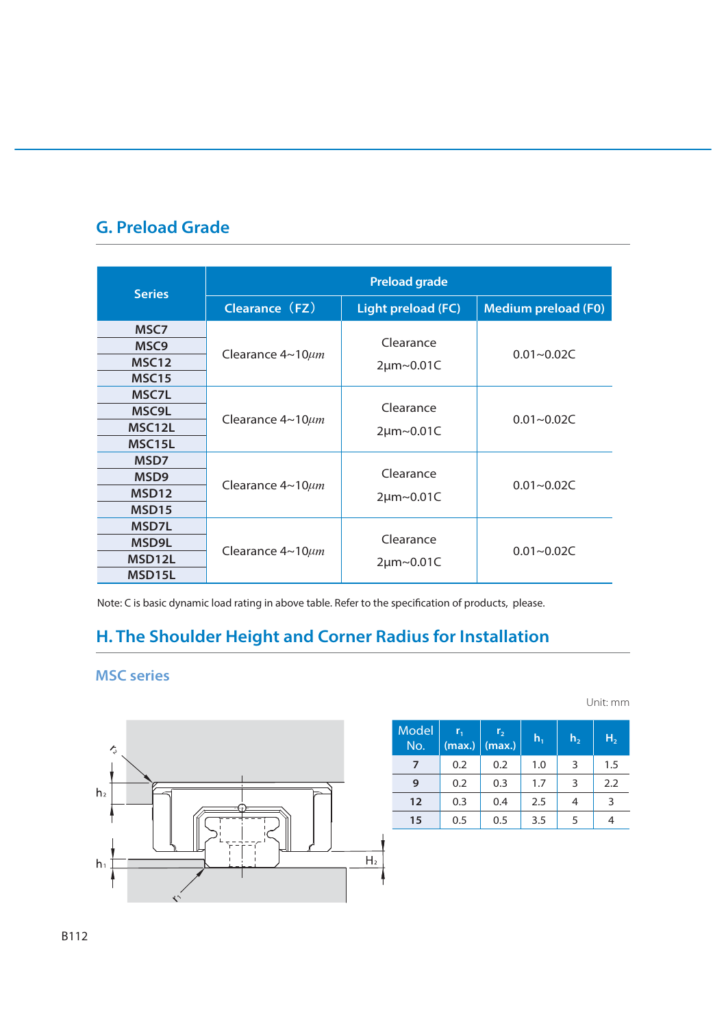## G. Preload Grade

| Series | Preload grade | | |
|---|---|---|---|
| | Clearance（FZ） | Light preload (FC) | Medium preload (F0) |
| MSC7<br>MSC9<br>MSC12<br>MSC15 | Clearance 4~10$\mu m$ | Clearance 2μm~0.01C | 0.01~0.02C |
| MSC7L<br>MSC9L<br>MSC12L<br>MSC15L | Clearance 4~10$\mu m$ | Clearance 2μm~0.01C | 0.01~0.02C |
| MSD7<br>MSD9<br>MSD12<br>MSD15 | Clearance 4~10$\mu m$ | Clearance 2μm~0.01C | 0.01~0.02C |
| MSD7L<br>MSD9L<br>MSD12L<br>MSD15L | Clearance 4~10$\mu m$ | Clearance 2μm~0.01C | 0.01~0.02C |

Note: C is basic dynamic load rating in above table. Refer to the specification of products, please.

## H. The Shoulder Height and Corner Radius for Installation

### MSC series

Unit: mm

| Model No. | $r_1$ (max.) | $r_2$ (max.) | $h_1$ | $h_2$ | $H_2$ |
|---|---|---|---|---|---|
| 7 | 0.2 | 0.2 | 1.0 | 3 | 1.5 |
| 9 | 0.2 | 0.3 | 1.7 | 3 | 2.2 |
| 12 | 0.3 | 0.4 | 2.5 | 4 | 3 |
| 15 | 0.5 | 0.5 | 3.5 | 5 | 4 |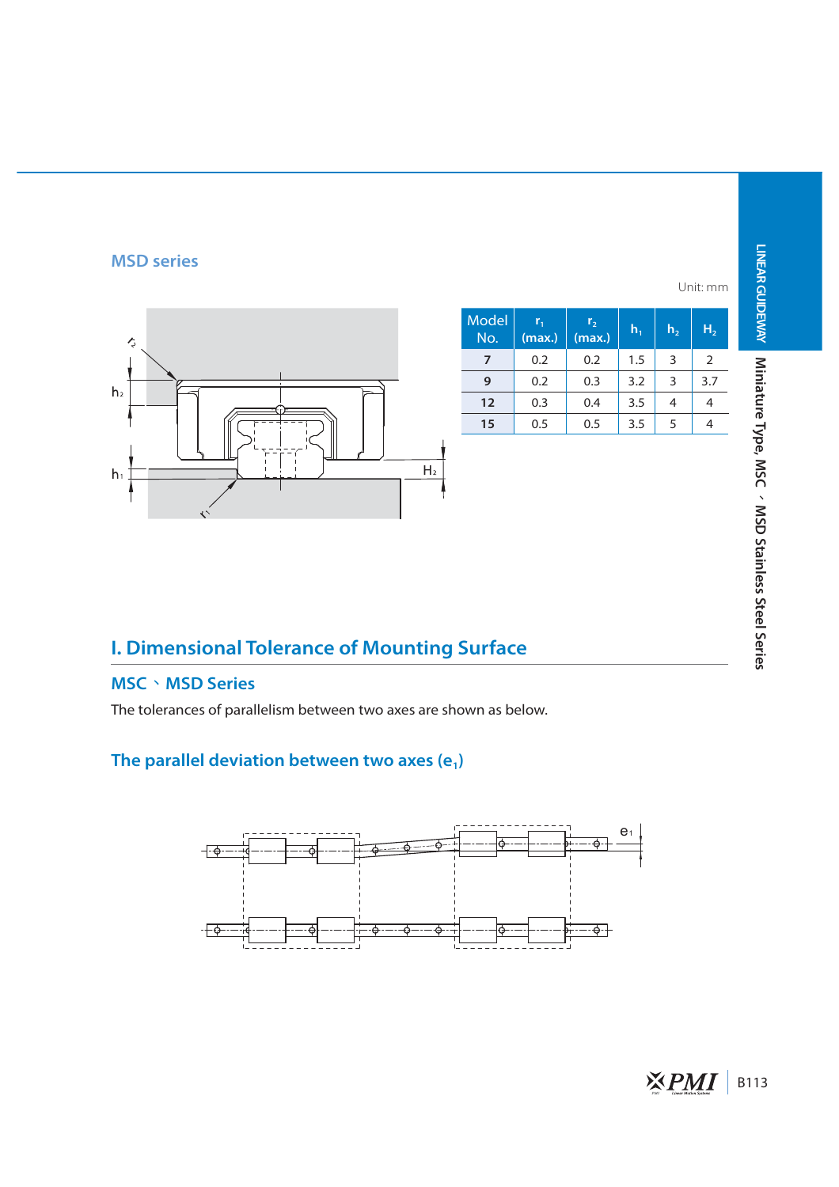## MSD series

Unit: mm

| Model No. | $r_1$ (max.) | $r_2$ (max.) | $h_1$ | $h_2$ | $H_2$ |
|---|---|---|---|---|---|
| **7** | 0.2 | 0.2 | 1.5 | 3 | 2 |
| **9** | 0.2 | 0.3 | 3.2 | 3 | 3.7 |
| **12** | 0.3 | 0.4 | 3.5 | 4 | 4 |
| **15** | 0.5 | 0.5 | 3.5 | 5 | 4 |

# I. Dimensional Tolerance of Mounting Surface

## MSC、MSD Series

The tolerances of parallelism between two axes are shown as below.

### The parallel deviation between two axes ($e_1$)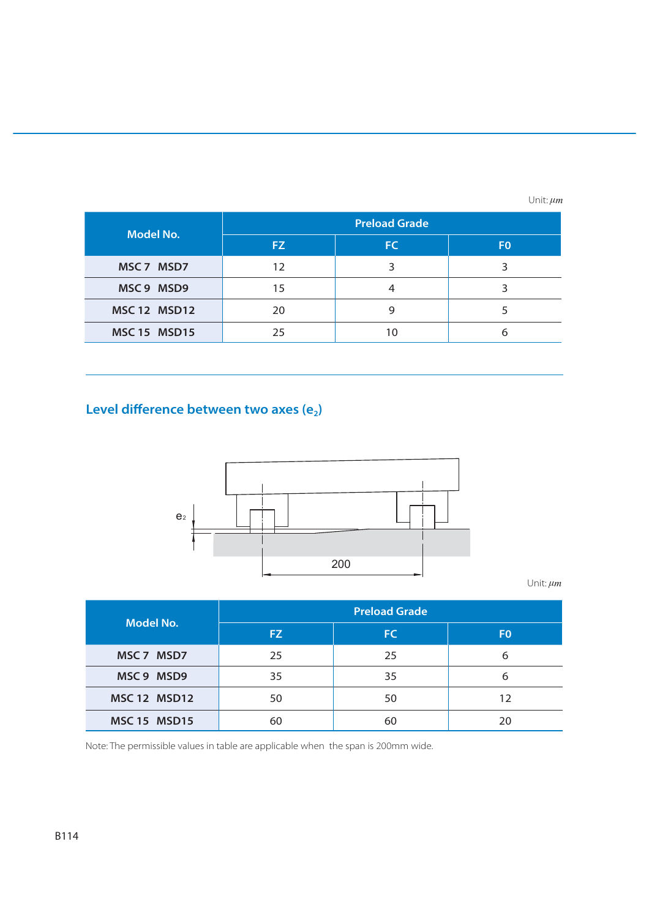Unit: $\mu m$

| Model No. | Preload Grade | | |
|---|---|---|---|
| | FZ | FC | F0 |
| MSC 7  MSD7 | 12 | 3 | 3 |
| MSC 9  MSD9 | 15 | 4 | 3 |
| MSC 12  MSD12 | 20 | 9 | 5 |
| MSC 15  MSD15 | 25 | 10 | 6 |

## Level difference between two axes ($e_2$)

$e_2$

200

Unit: $\mu m$

| Model No. | Preload Grade | | |
|---|---|---|---|
| | FZ | FC | F0 |
| MSC 7  MSD7 | 25 | 25 | 6 |
| MSC 9  MSD9 | 35 | 35 | 6 |
| MSC 12  MSD12 | 50 | 50 | 12 |
| MSC 15  MSD15 | 60 | 60 | 20 |

Note: The permissible values in table are applicable when the span is 200mm wide.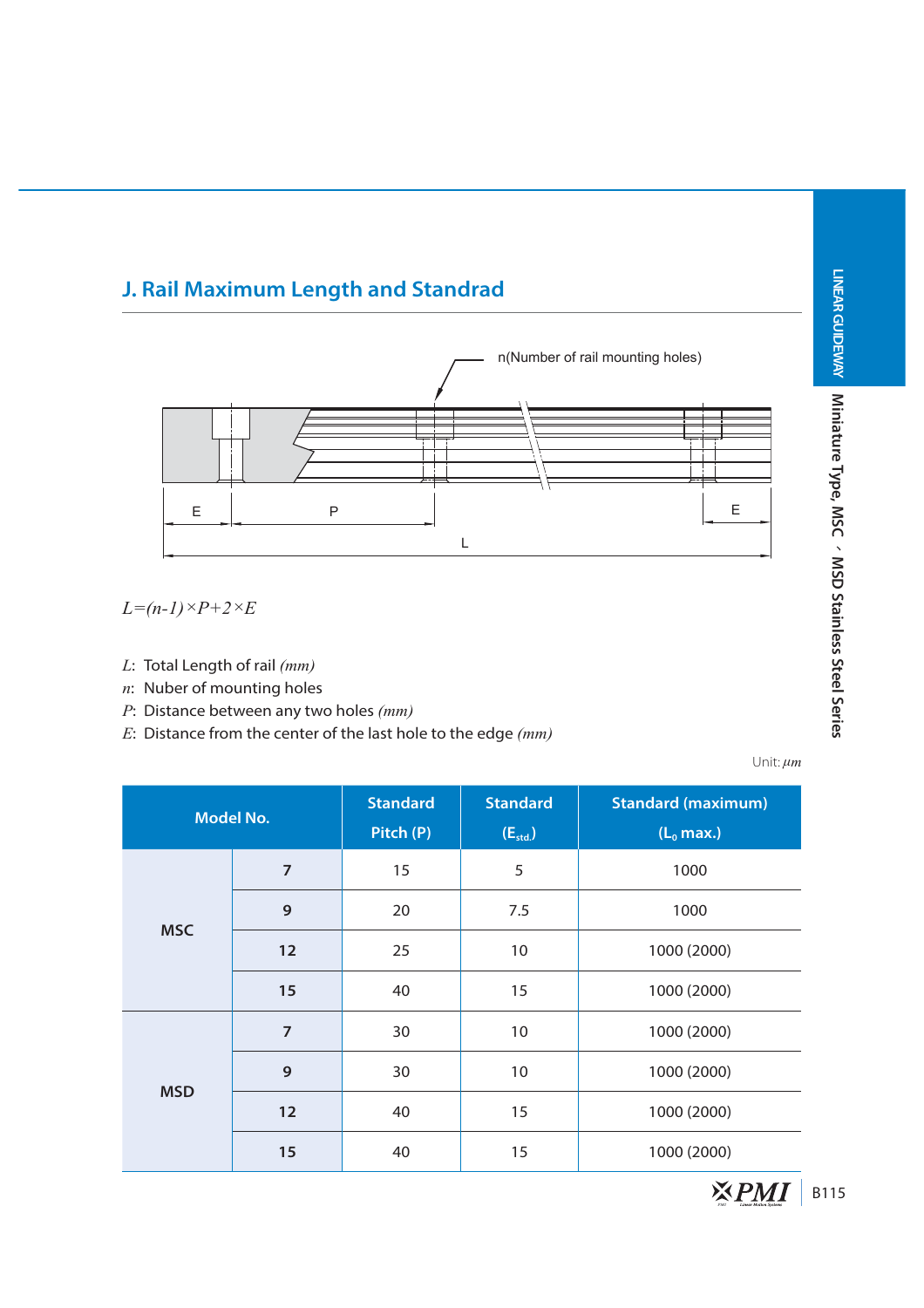## J. Rail Maximum Length and Standrad

$$L=(n-1)\times P+2\times E$$

$L$: Total Length of rail *(mm)*
$n$: Nuber of mounting holes
$P$: Distance between any two holes *(mm)*
$E$: Distance from the center of the last hole to the edge *(mm)*

Unit: $\mu m$

| Model No. | | Standard Pitch (P) | Standard ($E_{std.}$) | Standard (maximum) ($L_0$ max.) |
|---|---|---|---|---|
| MSC | 7 | 15 | 5 | 1000 |
| | 9 | 20 | 7.5 | 1000 |
| | 12 | 25 | 10 | 1000 (2000) |
| | 15 | 40 | 15 | 1000 (2000) |
| MSD | 7 | 30 | 10 | 1000 (2000) |
| | 9 | 30 | 10 | 1000 (2000) |
| | 12 | 40 | 15 | 1000 (2000) |
| | 15 | 40 | 15 | 1000 (2000) |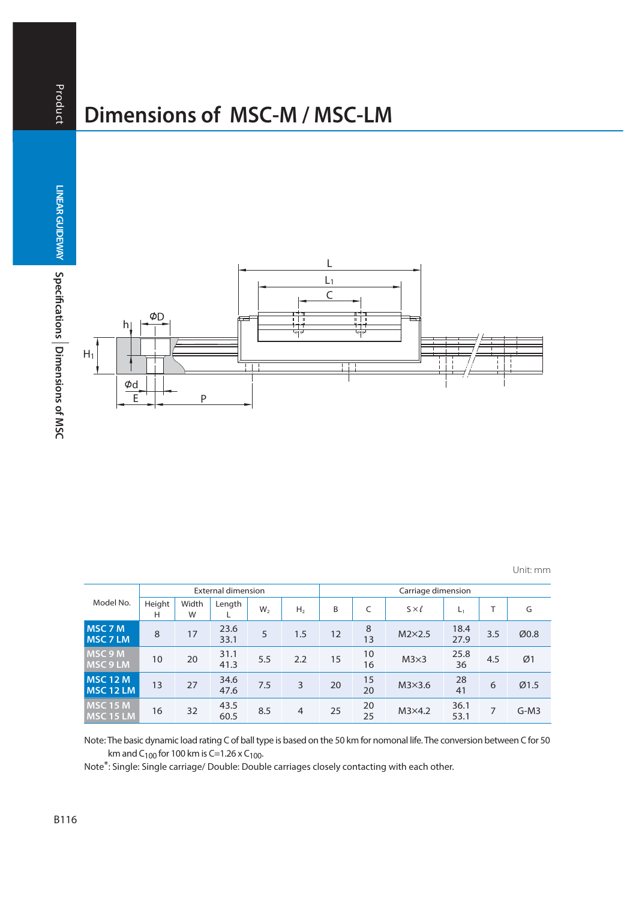# Dimensions of MSC-M / MSC-LM

Unit: mm

| Model No. | External dimension | | | | | Carriage dimension | | | | | |
|---|---|---|---|---|---|---|---|---|---|---|---|
| | Height H | Width W | Length L | $W_2$ | $H_2$ | B | C | S × ℓ | $L_1$ | T | G |
| MSC 7 M<br>MSC 7 LM | 8 | 17 | 23.6<br>33.1 | 5 | 1.5 | 12 | 8<br>13 | M2×2.5 | 18.4<br>27.9 | 3.5 | Ø0.8 |
| MSC 9 M<br>MSC 9 LM | 10 | 20 | 31.1<br>41.3 | 5.5 | 2.2 | 15 | 10<br>16 | M3×3 | 25.8<br>36 | 4.5 | Ø1 |
| MSC 12 M<br>MSC 12 LM | 13 | 27 | 34.6<br>47.6 | 7.5 | 3 | 20 | 15<br>20 | M3×3.6 | 28<br>41 | 6 | Ø1.5 |
| MSC 15 M<br>MSC 15 LM | 16 | 32 | 43.5<br>60.5 | 8.5 | 4 | 25 | 20<br>25 | M3×4.2 | 36.1<br>53.1 | 7 | G-M3 |

Note: The basic dynamic load rating C of ball type is based on the 50 km for nomonal life. The conversion between C for 50 km and $C_{100}$ for 100 km is $C=1.26 \times C_{100}$.

Note*: Single: Single carriage/ Double: Double carriages closely contacting with each other.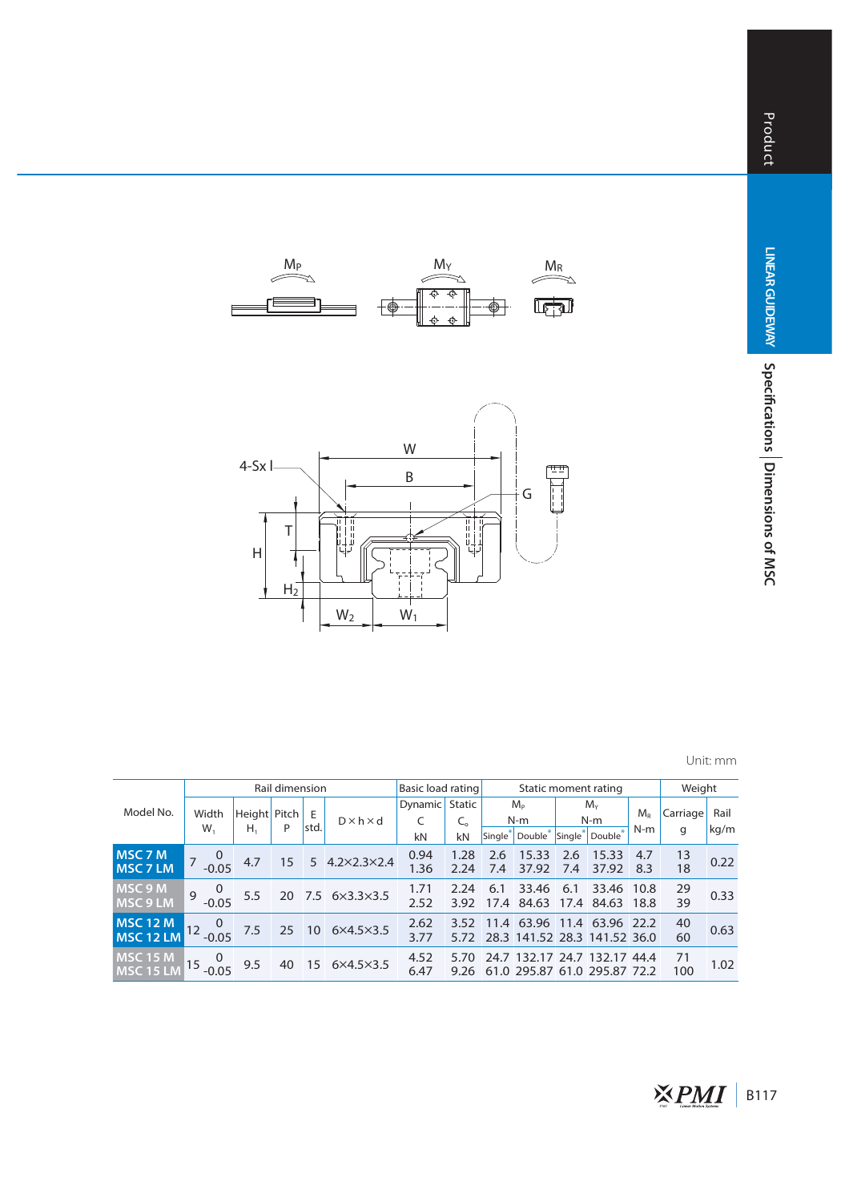Unit: mm

| Model No. | Rail dimension | | | | | Basic load rating | | Static moment rating | | | | | Weight | |
|---|---|---|---|---|---|---|---|---|---|---|---|---|---|---|
| | Width $W_1$ | Height $H_1$ | Pitch P | E std. | D×h×d | Dynamic C kN | Static $C_o$ kN | $M_P$ N-m Single* | $M_P$ N-m Double* | $M_Y$ N-m Single* | $M_Y$ N-m Double* | $M_R$ N-m | Carriage g | Rail kg/m |
| MSC 7 M<br>MSC 7 LM | 7 $^{0}_{-0.05}$ | 4.7 | 15 | 5 | 4.2×2.3×2.4 | 0.94<br>1.36 | 1.28<br>2.24 | 2.6<br>7.4 | 15.33<br>37.92 | 2.6<br>7.4 | 15.33<br>37.92 | 4.7<br>8.3 | 13<br>18 | 0.22 |
| MSC 9 M<br>MSC 9 LM | 9 $^{0}_{-0.05}$ | 5.5 | 20 | 7.5 | 6×3.3×3.5 | 1.71<br>2.52 | 2.24<br>3.92 | 6.1<br>17.4 | 33.46<br>84.63 | 6.1<br>17.4 | 33.46<br>84.63 | 10.8<br>18.8 | 29<br>39 | 0.33 |
| MSC 12 M<br>MSC 12 LM | 12 $^{0}_{-0.05}$ | 7.5 | 25 | 10 | 6×4.5×3.5 | 2.62<br>3.77 | 3.52<br>5.72 | 11.4<br>28.3 | 63.96<br>141.52 | 11.4<br>28.3 | 63.96<br>141.52 | 22.2<br>36.0 | 40<br>60 | 0.63 |
| MSC 15 M<br>MSC 15 LM | 15 $^{0}_{-0.05}$ | 9.5 | 40 | 15 | 6×4.5×3.5 | 4.52<br>6.47 | 5.70<br>9.26 | 24.7<br>61.0 | 132.17<br>295.87 | 24.7<br>61.0 | 132.17<br>295.87 | 44.4<br>72.2 | 71<br>100 | 1.02 |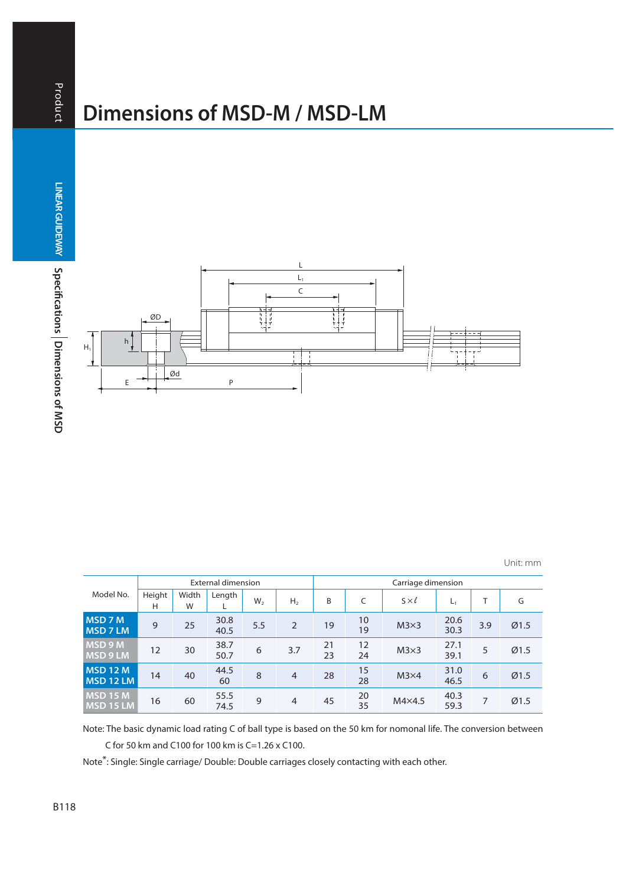# Dimensions of MSD-M / MSD-LM

Unit: mm

| Model No. | External dimension | | | | | Carriage dimension | | | | | |
|---|---|---|---|---|---|---|---|---|---|---|---|
| | Height H | Width W | Length L | $W_2$ | $H_2$ | B | C | S×ℓ | $L_1$ | T | G |
| MSD 7 M<br>MSD 7 LM | 9 | 25 | 30.8<br>40.5 | 5.5 | 2 | 19 | 10<br>19 | M3×3 | 20.6<br>30.3 | 3.9 | Ø1.5 |
| MSD 9 M<br>MSD 9 LM | 12 | 30 | 38.7<br>50.7 | 6 | 3.7 | 21<br>23 | 12<br>24 | M3×3 | 27.1<br>39.1 | 5 | Ø1.5 |
| MSD 12 M<br>MSD 12 LM | 14 | 40 | 44.5<br>60 | 8 | 4 | 28 | 15<br>28 | M3×4 | 31.0<br>46.5 | 6 | Ø1.5 |
| MSD 15 M<br>MSD 15 LM | 16 | 60 | 55.5<br>74.5 | 9 | 4 | 45 | 20<br>35 | M4×4.5 | 40.3<br>59.3 | 7 | Ø1.5 |

Note: The basic dynamic load rating C of ball type is based on the 50 km for nomonal life. The conversion between C for 50 km and C100 for 100 km is C=1.26 x C100.

Note*: Single: Single carriage/ Double: Double carriages closely contacting with each other.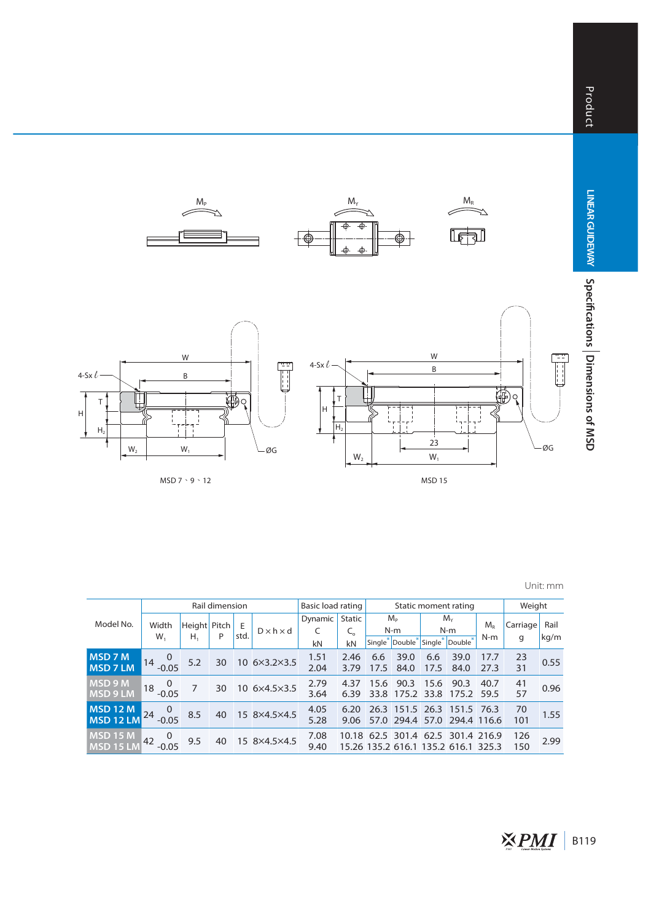$M_P$

$M_Y$

$M_R$

4-Sx ℓ

W

B

T

H

$H_2$

$W_2$

$W_1$

ØG

MSD 7、9、12

4-Sx ℓ

W

B

T

H

$H_2$

23

$W_2$

$W_1$

ØG

MSD 15

Unit: mm

| Model No. | Rail dimension | | | | | Basic load rating | | Static moment rating | | | | | Weight | |
|---|---|---|---|---|---|---|---|---|---|---|---|---|---|---|
| | Width $W_1$ | Height $H_1$ | Pitch P | E std. | D×h×d | Dynamic C kN | Static $C_o$ kN | $M_P$ N-m Single* | $M_P$ N-m Double* | $M_Y$ N-m Single* | $M_Y$ N-m Double* | $M_R$ N-m | Carriage g | Rail kg/m |
| MSD 7 M<br>MSD 7 LM | 14 $^{0}_{-0.05}$ | 5.2 | 30 | 10 | 6×3.2×3.5 | 1.51<br>2.04 | 2.46<br>3.79 | 6.6<br>17.5 | 39.0<br>84.0 | 6.6<br>17.5 | 39.0<br>84.0 | 17.7<br>27.3 | 23<br>31 | 0.55 |
| MSD 9 M<br>MSD 9 LM | 18 $^{0}_{-0.05}$ | 7 | 30 | 10 | 6×4.5×3.5 | 2.79<br>3.64 | 4.37<br>6.39 | 15.6<br>33.8 | 90.3<br>175.2 | 15.6<br>33.8 | 90.3<br>175.2 | 40.7<br>59.5 | 41<br>57 | 0.96 |
| MSD 12 M<br>MSD 12 LM | 24 $^{0}_{-0.05}$ | 8.5 | 40 | 15 | 8×4.5×4.5 | 4.05<br>5.28 | 6.20<br>9.06 | 26.3<br>57.0 | 151.5<br>294.4 | 26.3<br>57.0 | 151.5<br>294.4 | 76.3<br>116.6 | 70<br>101 | 1.55 |
| MSD 15 M<br>MSD 15 LM | 42 $^{0}_{-0.05}$ | 9.5 | 40 | 15 | 8×4.5×4.5 | 7.08<br>9.40 | 10.18<br>15.26 | 62.5<br>135.2 | 301.4<br>616.1 | 62.5<br>135.2 | 301.4<br>616.1 | 216.9<br>325.3 | 126<br>150 | 2.99 |